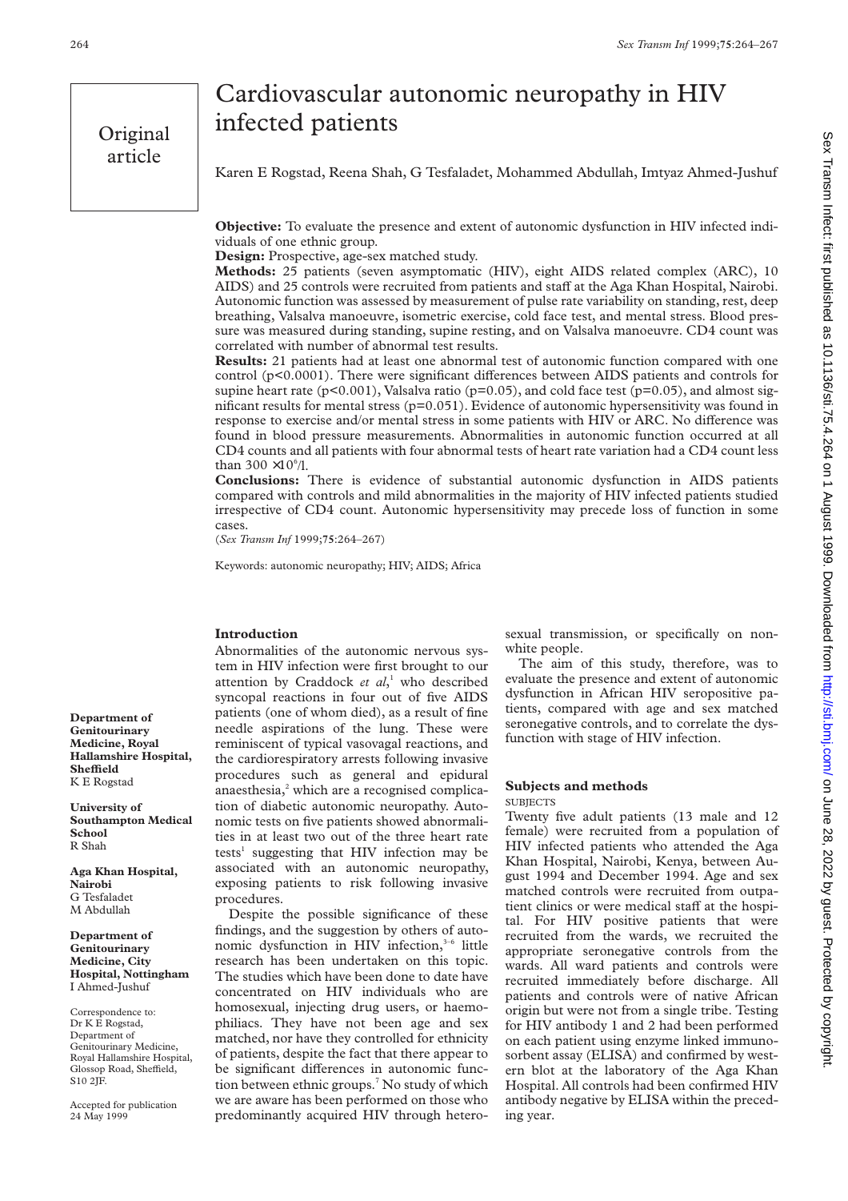Original article

# Cardiovascular autonomic neuropathy in HIV infected patients

Karen E Rogstad, Reena Shah, G Tesfaladet, Mohammed Abdullah, Imtyaz Ahmed-Jushuf

**Objective:** To evaluate the presence and extent of autonomic dysfunction in HIV infected individuals of one ethnic group.

**Design:** Prospective, age-sex matched study.

**Methods:** 25 patients (seven asymptomatic (HIV), eight AIDS related complex (ARC), 10 AIDS) and 25 controls were recruited from patients and staff at the Aga Khan Hospital, Nairobi. Autonomic function was assessed by measurement of pulse rate variability on standing, rest, deep breathing, Valsalva manoeuvre, isometric exercise, cold face test, and mental stress. Blood pressure was measured during standing, supine resting, and on Valsalva manoeuvre. CD4 count was correlated with number of abnormal test results.

**Results:** 21 patients had at least one abnormal test of autonomic function compared with one control ($p<0.0001$). There were significant differences between AIDS patients and controls for supine heart rate ($p<0.001$), Valsalva ratio ($p=0.05$), and cold face test ($p=0.05$), and almost significant results for mental stress ($p=0.051$). Evidence of autonomic hypersensitivity was found in response to exercise and/or mental stress in some patients with HIV or ARC. No difference was found in blood pressure measurements. Abnormalities in autonomic function occurred at all CD4 counts and all patients with four abnormal tests of heart rate variation had a CD4 count less than $300 \times 10^6$/l.

**Conclusions:** There is evidence of substantial autonomic dysfunction in AIDS patients compared with controls and mild abnormalities in the majority of HIV infected patients studied irrespective of CD4 count. Autonomic hypersensitivity may precede loss of function in some cases.

(*Sex Transm Inf* 1999;**75**:264–267)

Keywords: autonomic neuropathy; HIV; AIDS; Africa

**Department of Genitourinary Medicine, Royal Hallamshire Hospital, Sheffield**
K E Rogstad

**University of Southampton Medical School**
R Shah

**Aga Khan Hospital, Nairobi**
G Tesfaladet
M Abdullah

**Department of Genitourinary Medicine, City Hospital, Nottingham**
I Ahmed-Jushuf

Correspondence to: Dr K E Rogstad, Department of Genitourinary Medicine, Royal Hallamshire Hospital, Glossop Road, Sheffield, S10 2JF.

Accepted for publication 24 May 1999

## Introduction

Abnormalities of the autonomic nervous system in HIV infection were first brought to our attention by Craddock *et al*,[1] who described syncopal reactions in four out of five AIDS patients (one of whom died), as a result of fine needle aspirations of the lung. These were reminiscent of typical vasovagal reactions, and the cardiorespiratory arrests following invasive procedures such as general and epidural anaesthesia,[2] which are a recognised complication of diabetic autonomic neuropathy. Autonomic tests on five patients showed abnormalities in at least two out of the three heart rate tests[1] suggesting that HIV infection may be associated with an autonomic neuropathy, exposing patients to risk following invasive procedures.

Despite the possible significance of these findings, and the suggestion by others of autonomic dysfunction in HIV infection,[3–6] little research has been undertaken on this topic. The studies which have been done to date have concentrated on HIV individuals who are homosexual, injecting drug users, or haemophiliacs. They have not been age and sex matched, nor have they controlled for ethnicity of patients, despite the fact that there appear to be significant differences in autonomic function between ethnic groups.[7] No study of which we are aware has been performed on those who predominantly acquired HIV through heterosexual transmission, or specifically on non-white people.

The aim of this study, therefore, was to evaluate the presence and extent of autonomic dysfunction in African HIV seropositive patients, compared with age and sex matched seronegative controls, and to correlate the dysfunction with stage of HIV infection.

## Subjects and methods

### SUBJECTS

Twenty five adult patients (13 male and 12 female) were recruited from a population of HIV infected patients who attended the Aga Khan Hospital, Nairobi, Kenya, between August 1994 and December 1994. Age and sex matched controls were recruited from outpatient clinics or were medical staff at the hospital. For HIV positive patients that were recruited from the wards, we recruited the appropriate seronegative controls from the wards. All ward patients and controls were recruited immediately before discharge. All patients and controls were of native African origin but were not from a single tribe. Testing for HIV antibody 1 and 2 had been performed on each patient using enzyme linked immunosorbent assay (ELISA) and confirmed by western blot at the laboratory of the Aga Khan Hospital. All controls had been confirmed HIV antibody negative by ELISA within the preceding year.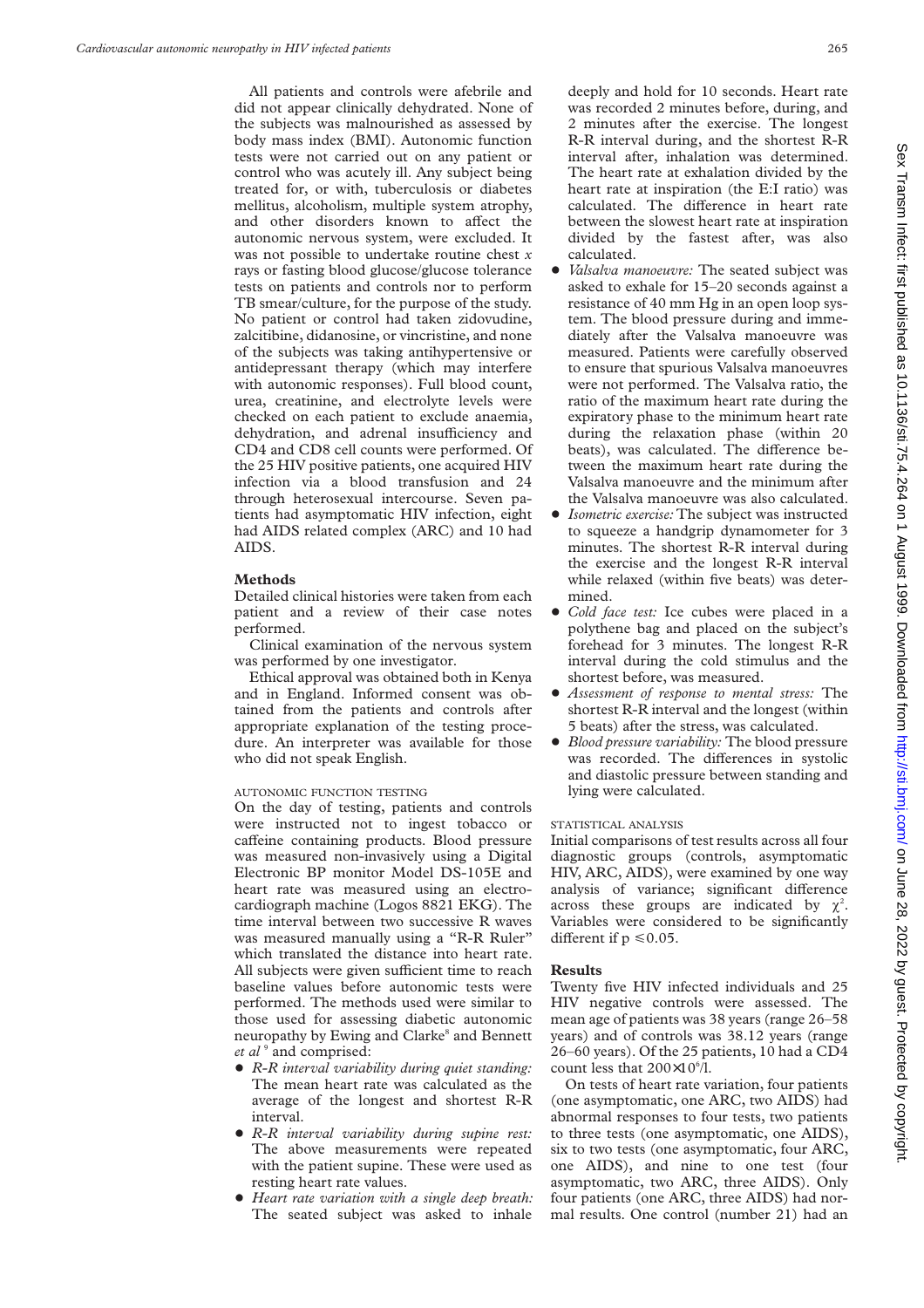All patients and controls were afebrile and did not appear clinically dehydrated. None of the subjects was malnourished as assessed by body mass index (BMI). Autonomic function tests were not carried out on any patient or control who was acutely ill. Any subject being treated for, or with, tuberculosis or diabetes mellitus, alcoholism, multiple system atrophy, and other disorders known to affect the autonomic nervous system, were excluded. It was not possible to undertake routine chest *x* rays or fasting blood glucose/glucose tolerance tests on patients and controls nor to perform TB smear/culture, for the purpose of the study. No patient or control had taken zidovudine, zalcitibine, didanosine, or vincristine, and none of the subjects was taking antihypertensive or antidepressant therapy (which may interfere with autonomic responses). Full blood count, urea, creatinine, and electrolyte levels were checked on each patient to exclude anaemia, dehydration, and adrenal insufficiency and CD4 and CD8 cell counts were performed. Of the 25 HIV positive patients, one acquired HIV infection via a blood transfusion and 24 through heterosexual intercourse. Seven patients had asymptomatic HIV infection, eight had AIDS related complex (ARC) and 10 had AIDS.

## Methods

Detailed clinical histories were taken from each patient and a review of their case notes performed.

Clinical examination of the nervous system was performed by one investigator.

Ethical approval was obtained both in Kenya and in England. Informed consent was obtained from the patients and controls after appropriate explanation of the testing procedure. An interpreter was available for those who did not speak English.

### AUTONOMIC FUNCTION TESTING

On the day of testing, patients and controls were instructed not to ingest tobacco or caffeine containing products. Blood pressure was measured non-invasively using a Digital Electronic BP monitor Model DS-105E and heart rate was measured using an electrocardiograph machine (Logos 8821 EKG). The time interval between two successive R waves was measured manually using a "R-R Ruler" which translated the distance into heart rate. All subjects were given sufficient time to reach baseline values before autonomic tests were performed. The methods used were similar to those used for assessing diabetic autonomic neuropathy by Ewing and Clarke[8] and Bennett *et al*[9] and comprised:

- *R-R interval variability during quiet standing:* The mean heart rate was calculated as the average of the longest and shortest R-R interval.
- *R-R interval variability during supine rest:* The above measurements were repeated with the patient supine. These were used as resting heart rate values.
- *Heart rate variation with a single deep breath:* The seated subject was asked to inhale deeply and hold for 10 seconds. Heart rate was recorded 2 minutes before, during, and 2 minutes after the exercise. The longest R-R interval during, and the shortest R-R interval after, inhalation was determined. The heart rate at exhalation divided by the heart rate at inspiration (the E:I ratio) was calculated. The difference in heart rate between the slowest heart rate at inspiration divided by the fastest after, was also calculated.
- *Valsalva manoeuvre:* The seated subject was asked to exhale for 15–20 seconds against a resistance of 40 mm Hg in an open loop system. The blood pressure during and immediately after the Valsalva manoeuvre was measured. Patients were carefully observed to ensure that spurious Valsalva manoeuvres were not performed. The Valsalva ratio, the ratio of the maximum heart rate during the expiratory phase to the minimum heart rate during the relaxation phase (within 20 beats), was calculated. The difference between the maximum heart rate during the Valsalva manoeuvre and the minimum after the Valsalva manoeuvre was also calculated.
- *Isometric exercise:* The subject was instructed to squeeze a handgrip dynamometer for 3 minutes. The shortest R-R interval during the exercise and the longest R-R interval while relaxed (within five beats) was determined.
- *Cold face test:* Ice cubes were placed in a polythene bag and placed on the subject's forehead for 3 minutes. The longest R-R interval during the cold stimulus and the shortest before, was measured.
- *Assessment of response to mental stress:* The shortest R-R interval and the longest (within 5 beats) after the stress, was calculated.
- *Blood pressure variability:* The blood pressure was recorded. The differences in systolic and diastolic pressure between standing and lying were calculated.

### STATISTICAL ANALYSIS

Initial comparisons of test results across all four diagnostic groups (controls, asymptomatic HIV, ARC, AIDS), were examined by one way analysis of variance; significant difference across these groups are indicated by $\chi^2$. Variables were considered to be significantly different if $p \leq 0.05$.

## Results

Twenty five HIV infected individuals and 25 HIV negative controls were assessed. The mean age of patients was 38 years (range 26–58 years) and of controls was 38.12 years (range 26–60 years). Of the 25 patients, 10 had a CD4 count less that $200\times10^6$/l.

On tests of heart rate variation, four patients (one asymptomatic, one ARC, two AIDS) had abnormal responses to four tests, two patients to three tests (one asymptomatic, one AIDS), six to two tests (one asymptomatic, four ARC, one AIDS), and nine to one test (four asymptomatic, two ARC, three AIDS). Only four patients (one ARC, three AIDS) had normal results. One control (number 21) had an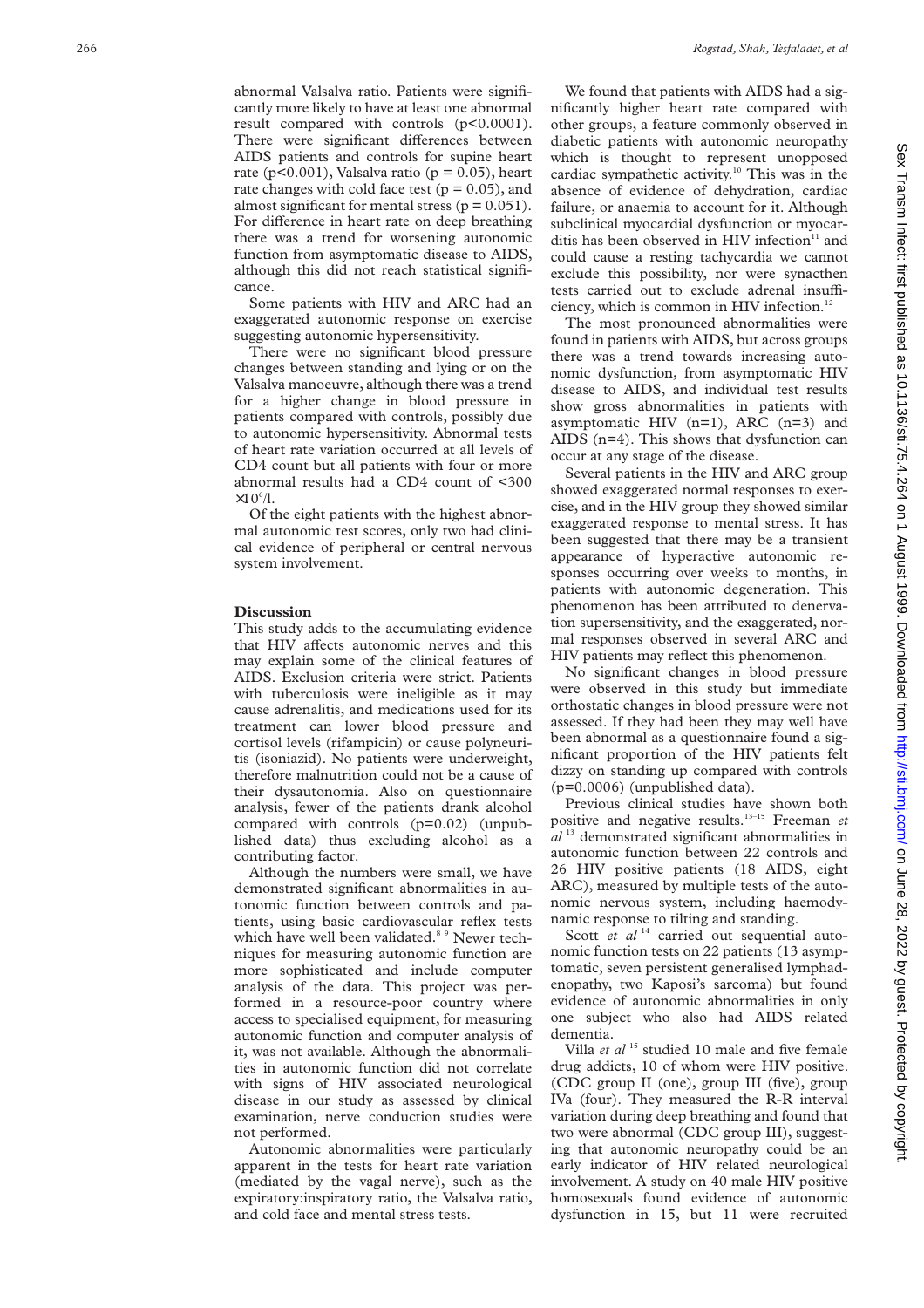abnormal Valsalva ratio. Patients were significantly more likely to have at least one abnormal result compared with controls ($p<0.0001$). There were significant differences between AIDS patients and controls for supine heart rate ($p<0.001$), Valsalva ratio ($p = 0.05$), heart rate changes with cold face test ($p = 0.05$), and almost significant for mental stress ($p = 0.051$). For difference in heart rate on deep breathing there was a trend for worsening autonomic function from asymptomatic disease to AIDS, although this did not reach statistical significance.

Some patients with HIV and ARC had an exaggerated autonomic response on exercise suggesting autonomic hypersensitivity.

There were no significant blood pressure changes between standing and lying or on the Valsalva manoeuvre, although there was a trend for a higher change in blood pressure in patients compared with controls, possibly due to autonomic hypersensitivity. Abnormal tests of heart rate variation occurred at all levels of CD4 count but all patients with four or more abnormal results had a CD4 count of $<300 \times 10^6$/l.

Of the eight patients with the highest abnormal autonomic test scores, only two had clinical evidence of peripheral or central nervous system involvement.

## Discussion

This study adds to the accumulating evidence that HIV affects autonomic nerves and this may explain some of the clinical features of AIDS. Exclusion criteria were strict. Patients with tuberculosis were ineligible as it may cause adrenalitis, and medications used for its treatment can lower blood pressure and cortisol levels (rifampicin) or cause polyneuritis (isoniazid). No patients were underweight, therefore malnutrition could not be a cause of their dysautonomia. Also on questionnaire analysis, fewer of the patients drank alcohol compared with controls ($p=0.02$) (unpublished data) thus excluding alcohol as a contributing factor.

Although the numbers were small, we have demonstrated significant abnormalities in autonomic function between controls and patients, using basic cardiovascular reflex tests which have well been validated.[8 9] Newer techniques for measuring autonomic function are more sophisticated and include computer analysis of the data. This project was performed in a resource-poor country where access to specialised equipment, for measuring autonomic function and computer analysis of it, was not available. Although the abnormalities in autonomic function did not correlate with signs of HIV associated neurological disease in our study as assessed by clinical examination, nerve conduction studies were not performed.

Autonomic abnormalities were particularly apparent in the tests for heart rate variation (mediated by the vagal nerve), such as the expiratory:inspiratory ratio, the Valsalva ratio, and cold face and mental stress tests.

We found that patients with AIDS had a significantly higher heart rate compared with other groups, a feature commonly observed in diabetic patients with autonomic neuropathy which is thought to represent unopposed cardiac sympathetic activity.[10] This was in the absence of evidence of dehydration, cardiac failure, or anaemia to account for it. Although subclinical myocardial dysfunction or myocarditis has been observed in HIV infection[11] and could cause a resting tachycardia we cannot exclude this possibility, nor were synacthen tests carried out to exclude adrenal insufficiency, which is common in HIV infection.[12]

The most pronounced abnormalities were found in patients with AIDS, but across groups there was a trend towards increasing autonomic dysfunction, from asymptomatic HIV disease to AIDS, and individual test results show gross abnormalities in patients with asymptomatic HIV (n=1), ARC (n=3) and AIDS (n=4). This shows that dysfunction can occur at any stage of the disease.

Several patients in the HIV and ARC group showed exaggerated normal responses to exercise, and in the HIV group they showed similar exaggerated response to mental stress. It has been suggested that there may be a transient appearance of hyperactive autonomic responses occurring over weeks to months, in patients with autonomic degeneration. This phenomenon has been attributed to denervation supersensitivity, and the exaggerated, normal responses observed in several ARC and HIV patients may reflect this phenomenon.

No significant changes in blood pressure were observed in this study but immediate orthostatic changes in blood pressure were not assessed. If they had been they may well have been abnormal as a questionnaire found a significant proportion of the HIV patients felt dizzy on standing up compared with controls ($p=0.0006$) (unpublished data).

Previous clinical studies have shown both positive and negative results.[13–15] Freeman *et al*[13] demonstrated significant abnormalities in autonomic function between 22 controls and 26 HIV positive patients (18 AIDS, eight ARC), measured by multiple tests of the autonomic nervous system, including haemodynamic response to tilting and standing.

Scott *et al*[14] carried out sequential autonomic function tests on 22 patients (13 asymptomatic, seven persistent generalised lymphadenopathy, two Kaposi's sarcoma) but found evidence of autonomic abnormalities in only one subject who also had AIDS related dementia.

Villa *et al*[15] studied 10 male and five female drug addicts, 10 of whom were HIV positive. (CDC group II (one), group III (five), group IVa (four). They measured the R-R interval variation during deep breathing and found that two were abnormal (CDC group III), suggesting that autonomic neuropathy could be an early indicator of HIV related neurological involvement. A study on 40 male HIV positive homosexuals found evidence of autonomic dysfunction in 15, but 11 were recruited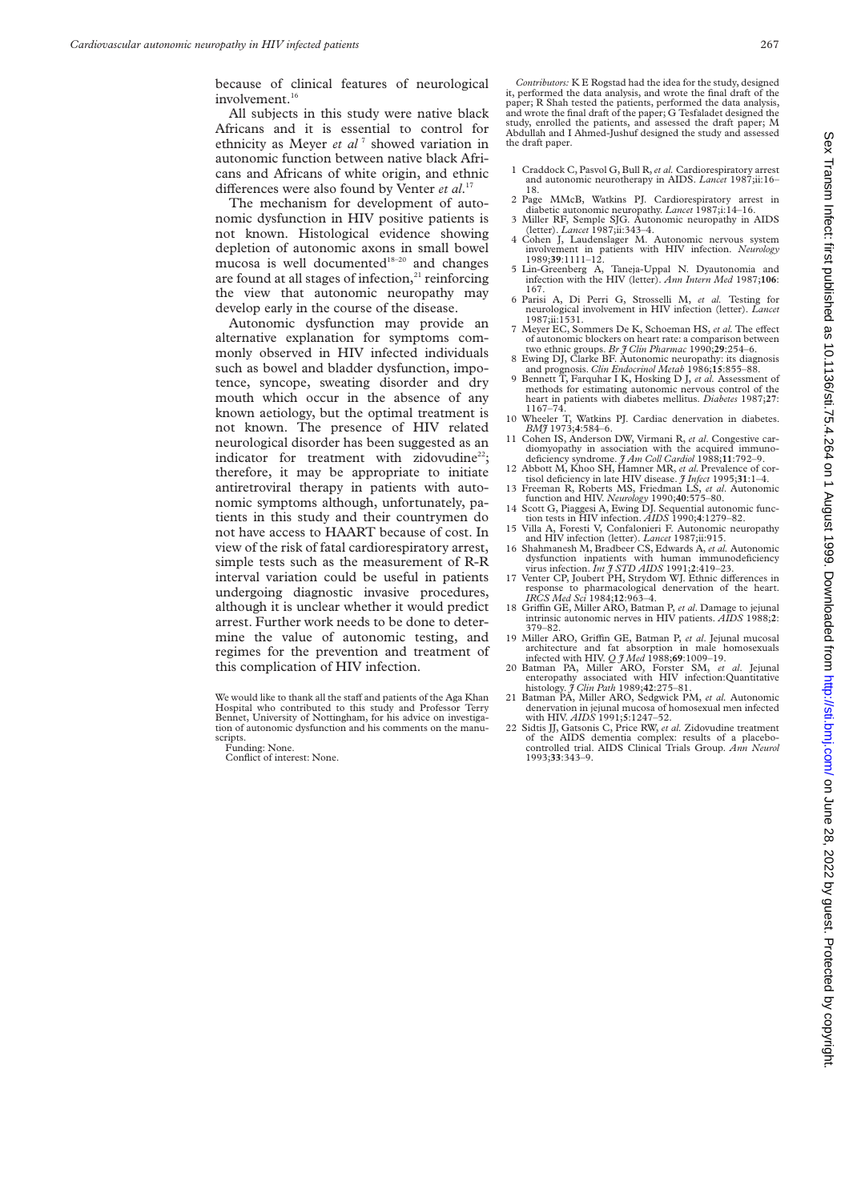because of clinical features of neurological involvement.[16]

All subjects in this study were native black Africans and it is essential to control for ethnicity as Meyer *et al*[7] showed variation in autonomic function between native black Africans and Africans of white origin, and ethnic differences were also found by Venter *et al*.[17]

The mechanism for development of autonomic dysfunction in HIV positive patients is not known. Histological evidence showing depletion of autonomic axons in small bowel mucosa is well documented[18–20] and changes are found at all stages of infection,[21] reinforcing the view that autonomic neuropathy may develop early in the course of the disease.

Autonomic dysfunction may provide an alternative explanation for symptoms commonly observed in HIV infected individuals such as bowel and bladder dysfunction, impotence, syncope, sweating disorder and dry mouth which occur in the absence of any known aetiology, but the optimal treatment is not known. The presence of HIV related neurological disorder has been suggested as an indicator for treatment with zidovudine[22]; therefore, it may be appropriate to initiate antiretroviral therapy in patients with autonomic symptoms although, unfortunately, patients in this study and their countrymen do not have access to HAART because of cost. In view of the risk of fatal cardiorespiratory arrest, simple tests such as the measurement of R-R interval variation could be useful in patients undergoing diagnostic invasive procedures, although it is unclear whether it would predict arrest. Further work needs to be done to determine the value of autonomic testing, and regimes for the prevention and treatment of this complication of HIV infection.

We would like to thank all the staff and patients of the Aga Khan Hospital who contributed to this study and Professor Terry Bennet, University of Nottingham, for his advice on investigation of autonomic dysfunction and his comments on the manuscripts.

Funding: None.

Conflict of interest: None.

*Contributors:* K E Rogstad had the idea for the study, designed it, performed the data analysis, and wrote the final draft of the paper; R Shah tested the patients, performed the data analysis, and wrote the final draft of the paper; G Tesfaladet designed the study, enrolled the patients, and assessed the draft paper; M Abdullah and I Ahmed-Jushuf designed the study and assessed the draft paper.

1. Craddock C, Pasvol G, Bull R, *et al.* Cardiorespiratory arrest and autonomic neurotherapy in AIDS. *Lancet* 1987;ii:16–18.
2. Page MMcB, Watkins PJ. Cardiorespiratory arrest in diabetic autonomic neuropathy. *Lancet* 1987;i:14–16.
3. Miller RF, Semple SJG. Autonomic neuropathy in AIDS (letter). *Lancet* 1987;ii:343–4.
4. Cohen J, Laudenslager M. Autonomic nervous system involvement in patients with HIV infection. *Neurology* 1989;**39**:1111–12.
5. Lin-Greenberg A, Taneja-Uppal N. Dyautonomia and infection with the HIV (letter). *Ann Intern Med* 1987;**106**:167.
6. Parisi A, Di Perri G, Strosselli M, *et al.* Testing for neurological involvement in HIV infection (letter). *Lancet* 1987;ii:1531.
7. Meyer EC, Sommers De K, Schoeman HS, *et al.* The effect of autonomic blockers on heart rate: a comparison between two ethnic groups. *Br J Clin Pharmac* 1990;**29**:254–6.
8. Ewing DJ, Clarke BF. Autonomic neuropathy: its diagnosis and prognosis. *Clin Endocrinol Metab* 1986;**15**:855–88.
9. Bennett T, Farquhar I K, Hosking D J, *et al.* Assessment of methods for estimating autonomic nervous control of the heart in patients with diabetes mellitus. *Diabetes* 1987;**27**:1167–74.
10. Wheeler T, Watkins PJ. Cardiac denervation in diabetes. *BMJ* 1973;**4**:584–6.
11. Cohen IS, Anderson DW, Virmani R, *et al.* Congestive cardiomyopathy in association with the acquired immunodeficiency syndrome. *J Am Coll Cardiol* 1988;**11**:792–9.
12. Abbott M, Khoo SH, Hamner MR, *et al.* Prevalence of cortisol deficiency in late HIV disease. *J Infect* 1995;**31**:1–4.
13. Freeman R, Roberts MS, Friedman LS, *et al.* Autonomic function and HIV. *Neurology* 1990;**40**:575–80.
14. Scott G, Piaggesi A, Ewing DJ. Sequential autonomic function tests in HIV infection. *AIDS* 1990;**4**:1279–82.
15. Villa A, Foresti V, Confalonieri F. Autonomic neuropathy and HIV infection (letter). *Lancet* 1987;ii:915.
16. Shahmanesh M, Bradbeer CS, Edwards A, *et al.* Autonomic dysfunction inpatients with human immunodeficiency virus infection. *Int J STD AIDS* 1991;**2**:419–23.
17. Venter CP, Joubert PH, Strydom WJ. Ethnic differences in response to pharmacological denervation of the heart. *IRCS Med Sci* 1984;**12**:963–4.
18. Griffin GE, Miller ARO, Batman P, *et al.* Damage to jejunal intrinsic autonomic nerves in HIV patients. *AIDS* 1988;**2**:379–82.
19. Miller ARO, Griffin GE, Batman P, *et al.* Jejunal mucosal architecture and fat absorption in male homosexuals infected with HIV. *Q J Med* 1988;**69**:1009–19.
20. Batman PA, Miller ARO, Forster SM, *et al.* Jejunal enteropathy associated with HIV infection:Quantitative histology. *J Clin Path* 1989;**42**:275–81.
21. Batman PA, Miller ARO, Sedgwick PM, *et al.* Autonomic denervation in jejunal mucosa of homosexual men infected with HIV. *AIDS* 1991;**5**:1247–52.
22. Sidtis JJ, Gatsonis C, Price RW, *et al.* Zidovudine treatment of the AIDS dementia complex: results of a placebo-controlled trial. AIDS Clinical Trials Group. *Ann Neurol* 1993;**33**:343–9.